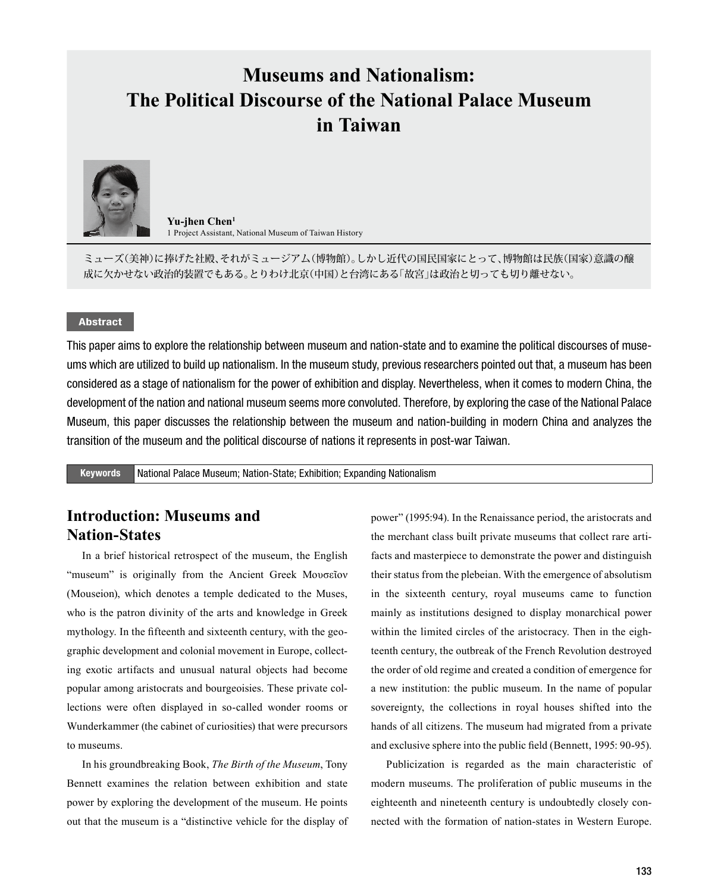# Museums and Nationalism: The Political Discourse of the National Palace Museum in Taiwan

**Yu-jhen Chen**[1]

1 Project Assistant, National Museum of Taiwan History

ミューズ(美神)に捧げた社殿、それがミュージアム(博物館)。しかし近代の国民国家にとって、博物館は民族(国家)意識の醸成に欠かせない政治的装置でもある。とりわけ北京(中国)と台湾にある「故宮」は政治と切っても切り離せない。

**Abstract**

This paper aims to explore the relationship between museum and nation-state and to examine the political discourses of museums which are utilized to build up nationalism. In the museum study, previous researchers pointed out that, a museum has been considered as a stage of nationalism for the power of exhibition and display. Nevertheless, when it comes to modern China, the development of the nation and national museum seems more convoluted. Therefore, by exploring the case of the National Palace Museum, this paper discusses the relationship between the museum and nation-building in modern China and analyzes the transition of the museum and the political discourse of nations it represents in post-war Taiwan.

**Keywords** National Palace Museum; Nation-State; Exhibition; Expanding Nationalism

## Introduction: Museums and Nation-States

In a brief historical retrospect of the museum, the English "museum" is originally from the Ancient Greek Μουσεῖον (Mouseion), which denotes a temple dedicated to the Muses, who is the patron divinity of the arts and knowledge in Greek mythology. In the fifteenth and sixteenth century, with the geographic development and colonial movement in Europe, collecting exotic artifacts and unusual natural objects had become popular among aristocrats and bourgeoisies. These private collections were often displayed in so-called wonder rooms or Wunderkammer (the cabinet of curiosities) that were precursors to museums.

In his groundbreaking Book, *The Birth of the Museum*, Tony Bennett examines the relation between exhibition and state power by exploring the development of the museum. He points out that the museum is a "distinctive vehicle for the display of power" (1995:94). In the Renaissance period, the aristocrats and the merchant class built private museums that collect rare artifacts and masterpiece to demonstrate the power and distinguish their status from the plebeian. With the emergence of absolutism in the sixteenth century, royal museums came to function mainly as institutions designed to display monarchical power within the limited circles of the aristocracy. Then in the eighteenth century, the outbreak of the French Revolution destroyed the order of old regime and created a condition of emergence for a new institution: the public museum. In the name of popular sovereignty, the collections in royal houses shifted into the hands of all citizens. The museum had migrated from a private and exclusive sphere into the public field (Bennett, 1995: 90-95).

Publicization is regarded as the main characteristic of modern museums. The proliferation of public museums in the eighteenth and nineteenth century is undoubtedly closely connected with the formation of nation-states in Western Europe.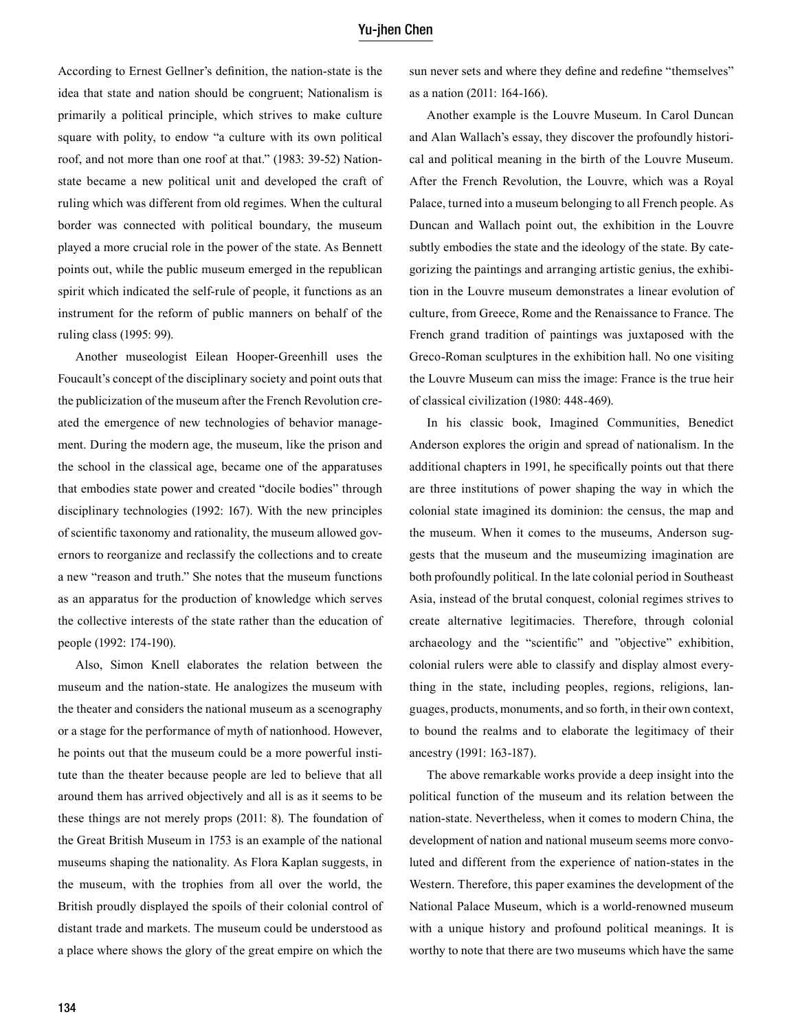According to Ernest Gellner's definition, the nation-state is the idea that state and nation should be congruent; Nationalism is primarily a political principle, which strives to make culture square with polity, to endow "a culture with its own political roof, and not more than one roof at that." (1983: 39-52) Nation-state became a new political unit and developed the craft of ruling which was different from old regimes. When the cultural border was connected with political boundary, the museum played a more crucial role in the power of the state. As Bennett points out, while the public museum emerged in the republican spirit which indicated the self-rule of people, it functions as an instrument for the reform of public manners on behalf of the ruling class (1995: 99).

Another museologist Eilean Hooper-Greenhill uses the Foucault's concept of the disciplinary society and point outs that the publicization of the museum after the French Revolution created the emergence of new technologies of behavior management. During the modern age, the museum, like the prison and the school in the classical age, became one of the apparatuses that embodies state power and created "docile bodies" through disciplinary technologies (1992: 167). With the new principles of scientific taxonomy and rationality, the museum allowed governors to reorganize and reclassify the collections and to create a new "reason and truth." She notes that the museum functions as an apparatus for the production of knowledge which serves the collective interests of the state rather than the education of people (1992: 174-190).

Also, Simon Knell elaborates the relation between the museum and the nation-state. He analogizes the museum with the theater and considers the national museum as a scenography or a stage for the performance of myth of nationhood. However, he points out that the museum could be a more powerful institute than the theater because people are led to believe that all around them has arrived objectively and all is as it seems to be these things are not merely props (2011: 8). The foundation of the Great British Museum in 1753 is an example of the national museums shaping the nationality. As Flora Kaplan suggests, in the museum, with the trophies from all over the world, the British proudly displayed the spoils of their colonial control of distant trade and markets. The museum could be understood as a place where shows the glory of the great empire on which the sun never sets and where they define and redefine "themselves" as a nation (2011: 164-166).

Another example is the Louvre Museum. In Carol Duncan and Alan Wallach's essay, they discover the profoundly historical and political meaning in the birth of the Louvre Museum. After the French Revolution, the Louvre, which was a Royal Palace, turned into a museum belonging to all French people. As Duncan and Wallach point out, the exhibition in the Louvre subtly embodies the state and the ideology of the state. By categorizing the paintings and arranging artistic genius, the exhibition in the Louvre museum demonstrates a linear evolution of culture, from Greece, Rome and the Renaissance to France. The French grand tradition of paintings was juxtaposed with the Greco-Roman sculptures in the exhibition hall. No one visiting the Louvre Museum can miss the image: France is the true heir of classical civilization (1980: 448-469).

In his classic book, Imagined Communities, Benedict Anderson explores the origin and spread of nationalism. In the additional chapters in 1991, he specifically points out that there are three institutions of power shaping the way in which the colonial state imagined its dominion: the census, the map and the museum. When it comes to the museums, Anderson suggests that the museum and the museumizing imagination are both profoundly political. In the late colonial period in Southeast Asia, instead of the brutal conquest, colonial regimes strives to create alternative legitimacies. Therefore, through colonial archaeology and the "scientific" and "objective" exhibition, colonial rulers were able to classify and display almost everything in the state, including peoples, regions, religions, languages, products, monuments, and so forth, in their own context, to bound the realms and to elaborate the legitimacy of their ancestry (1991: 163-187).

The above remarkable works provide a deep insight into the political function of the museum and its relation between the nation-state. Nevertheless, when it comes to modern China, the development of nation and national museum seems more convoluted and different from the experience of nation-states in the Western. Therefore, this paper examines the development of the National Palace Museum, which is a world-renowned museum with a unique history and profound political meanings. It is worthy to note that there are two museums which have the same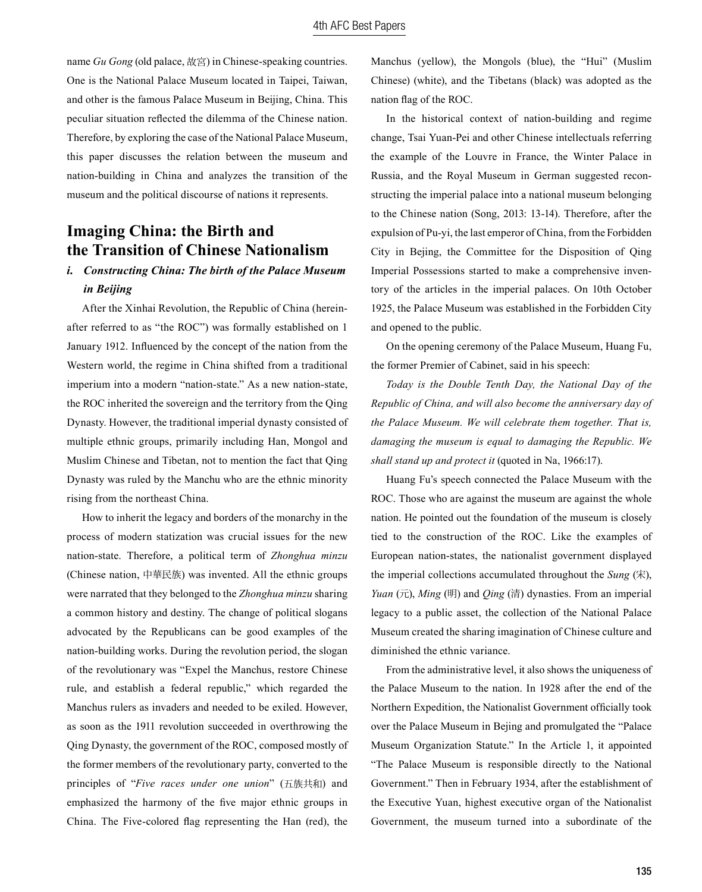name *Gu Gong* (old palace, 故宮) in Chinese-speaking countries. One is the National Palace Museum located in Taipei, Taiwan, and other is the famous Palace Museum in Beijing, China. This peculiar situation reflected the dilemma of the Chinese nation. Therefore, by exploring the case of the National Palace Museum, this paper discusses the relation between the museum and nation-building in China and analyzes the transition of the museum and the political discourse of nations it represents.

## Imaging China: the Birth and the Transition of Chinese Nationalism

### *i. Constructing China: The birth of the Palace Museum in Beijing*

After the Xinhai Revolution, the Republic of China (hereinafter referred to as "the ROC") was formally established on 1 January 1912. Influenced by the concept of the nation from the Western world, the regime in China shifted from a traditional imperium into a modern "nation-state." As a new nation-state, the ROC inherited the sovereign and the territory from the Qing Dynasty. However, the traditional imperial dynasty consisted of multiple ethnic groups, primarily including Han, Mongol and Muslim Chinese and Tibetan, not to mention the fact that Qing Dynasty was ruled by the Manchu who are the ethnic minority rising from the northeast China.

How to inherit the legacy and borders of the monarchy in the process of modern statization was crucial issues for the new nation-state. Therefore, a political term of *Zhonghua minzu* (Chinese nation, 中華民族) was invented. All the ethnic groups were narrated that they belonged to the *Zhonghua minzu* sharing a common history and destiny. The change of political slogans advocated by the Republicans can be good examples of the nation-building works. During the revolution period, the slogan of the revolutionary was "Expel the Manchus, restore Chinese rule, and establish a federal republic," which regarded the Manchus rulers as invaders and needed to be exiled. However, as soon as the 1911 revolution succeeded in overthrowing the Qing Dynasty, the government of the ROC, composed mostly of the former members of the revolutionary party, converted to the principles of "*Five races under one union*" (五族共和) and emphasized the harmony of the five major ethnic groups in China. The Five-colored flag representing the Han (red), the Manchus (yellow), the Mongols (blue), the "Hui" (Muslim Chinese) (white), and the Tibetans (black) was adopted as the nation flag of the ROC.

In the historical context of nation-building and regime change, Tsai Yuan-Pei and other Chinese intellectuals referring the example of the Louvre in France, the Winter Palace in Russia, and the Royal Museum in German suggested reconstructing the imperial palace into a national museum belonging to the Chinese nation (Song, 2013: 13-14). Therefore, after the expulsion of Pu-yi, the last emperor of China, from the Forbidden City in Bejing, the Committee for the Disposition of Qing Imperial Possessions started to make a comprehensive inventory of the articles in the imperial palaces. On 10th October 1925, the Palace Museum was established in the Forbidden City and opened to the public.

On the opening ceremony of the Palace Museum, Huang Fu, the former Premier of Cabinet, said in his speech:

*Today is the Double Tenth Day, the National Day of the Republic of China, and will also become the anniversary day of the Palace Museum. We will celebrate them together. That is, damaging the museum is equal to damaging the Republic. We shall stand up and protect it* (quoted in Na, 1966:17).

Huang Fu's speech connected the Palace Museum with the ROC. Those who are against the museum are against the whole nation. He pointed out the foundation of the museum is closely tied to the construction of the ROC. Like the examples of European nation-states, the nationalist government displayed the imperial collections accumulated throughout the *Sung* (宋), *Yuan* (元), *Ming* (明) and *Qing* (清) dynasties. From an imperial legacy to a public asset, the collection of the National Palace Museum created the sharing imagination of Chinese culture and diminished the ethnic variance.

From the administrative level, it also shows the uniqueness of the Palace Museum to the nation. In 1928 after the end of the Northern Expedition, the Nationalist Government officially took over the Palace Museum in Bejing and promulgated the "Palace Museum Organization Statute." In the Article 1, it appointed "The Palace Museum is responsible directly to the National Government." Then in February 1934, after the establishment of the Executive Yuan, highest executive organ of the Nationalist Government, the museum turned into a subordinate of the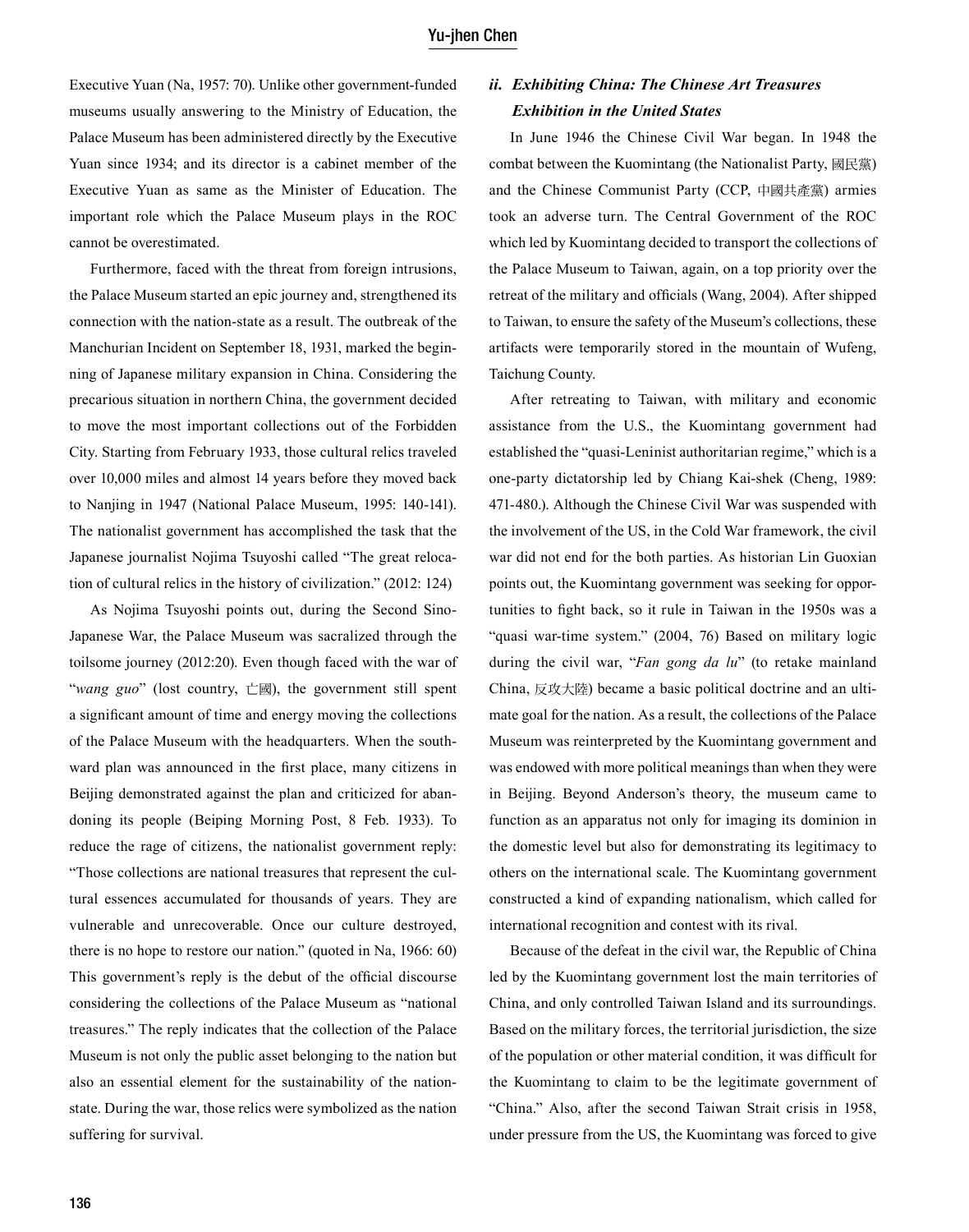Executive Yuan (Na, 1957: 70). Unlike other government-funded museums usually answering to the Ministry of Education, the Palace Museum has been administered directly by the Executive Yuan since 1934; and its director is a cabinet member of the Executive Yuan as same as the Minister of Education. The important role which the Palace Museum plays in the ROC cannot be overestimated.

Furthermore, faced with the threat from foreign intrusions, the Palace Museum started an epic journey and, strengthened its connection with the nation-state as a result. The outbreak of the Manchurian Incident on September 18, 1931, marked the beginning of Japanese military expansion in China. Considering the precarious situation in northern China, the government decided to move the most important collections out of the Forbidden City. Starting from February 1933, those cultural relics traveled over 10,000 miles and almost 14 years before they moved back to Nanjing in 1947 (National Palace Museum, 1995: 140-141). The nationalist government has accomplished the task that the Japanese journalist Nojima Tsuyoshi called "The great relocation of cultural relics in the history of civilization." (2012: 124)

As Nojima Tsuyoshi points out, during the Second Sino-Japanese War, the Palace Museum was sacralized through the toilsome journey (2012:20). Even though faced with the war of "*wang guo*" (lost country, 亡國), the government still spent a significant amount of time and energy moving the collections of the Palace Museum with the headquarters. When the southward plan was announced in the first place, many citizens in Beijing demonstrated against the plan and criticized for abandoning its people (Beiping Morning Post, 8 Feb. 1933). To reduce the rage of citizens, the nationalist government reply: "Those collections are national treasures that represent the cultural essences accumulated for thousands of years. They are vulnerable and unrecoverable. Once our culture destroyed, there is no hope to restore our nation." (quoted in Na, 1966: 60) This government's reply is the debut of the official discourse considering the collections of the Palace Museum as "national treasures." The reply indicates that the collection of the Palace Museum is not only the public asset belonging to the nation but also an essential element for the sustainability of the nation-state. During the war, those relics were symbolized as the nation suffering for survival.

### *ii. Exhibiting China: The Chinese Art Treasures Exhibition in the United States*

In June 1946 the Chinese Civil War began. In 1948 the combat between the Kuomintang (the Nationalist Party, 國民黨) and the Chinese Communist Party (CCP, 中國共產黨) armies took an adverse turn. The Central Government of the ROC which led by Kuomintang decided to transport the collections of the Palace Museum to Taiwan, again, on a top priority over the retreat of the military and officials (Wang, 2004). After shipped to Taiwan, to ensure the safety of the Museum's collections, these artifacts were temporarily stored in the mountain of Wufeng, Taichung County.

After retreating to Taiwan, with military and economic assistance from the U.S., the Kuomintang government had established the "quasi-Leninist authoritarian regime," which is a one-party dictatorship led by Chiang Kai-shek (Cheng, 1989: 471-480.). Although the Chinese Civil War was suspended with the involvement of the US, in the Cold War framework, the civil war did not end for the both parties. As historian Lin Guoxian points out, the Kuomintang government was seeking for opportunities to fight back, so it rule in Taiwan in the 1950s was a "quasi war-time system." (2004, 76) Based on military logic during the civil war, "*Fan gong da lu*" (to retake mainland China, 反攻大陸) became a basic political doctrine and an ultimate goal for the nation. As a result, the collections of the Palace Museum was reinterpreted by the Kuomintang government and was endowed with more political meanings than when they were in Beijing. Beyond Anderson's theory, the museum came to function as an apparatus not only for imaging its dominion in the domestic level but also for demonstrating its legitimacy to others on the international scale. The Kuomintang government constructed a kind of expanding nationalism, which called for international recognition and contest with its rival.

Because of the defeat in the civil war, the Republic of China led by the Kuomintang government lost the main territories of China, and only controlled Taiwan Island and its surroundings. Based on the military forces, the territorial jurisdiction, the size of the population or other material condition, it was difficult for the Kuomintang to claim to be the legitimate government of "China." Also, after the second Taiwan Strait crisis in 1958, under pressure from the US, the Kuomintang was forced to give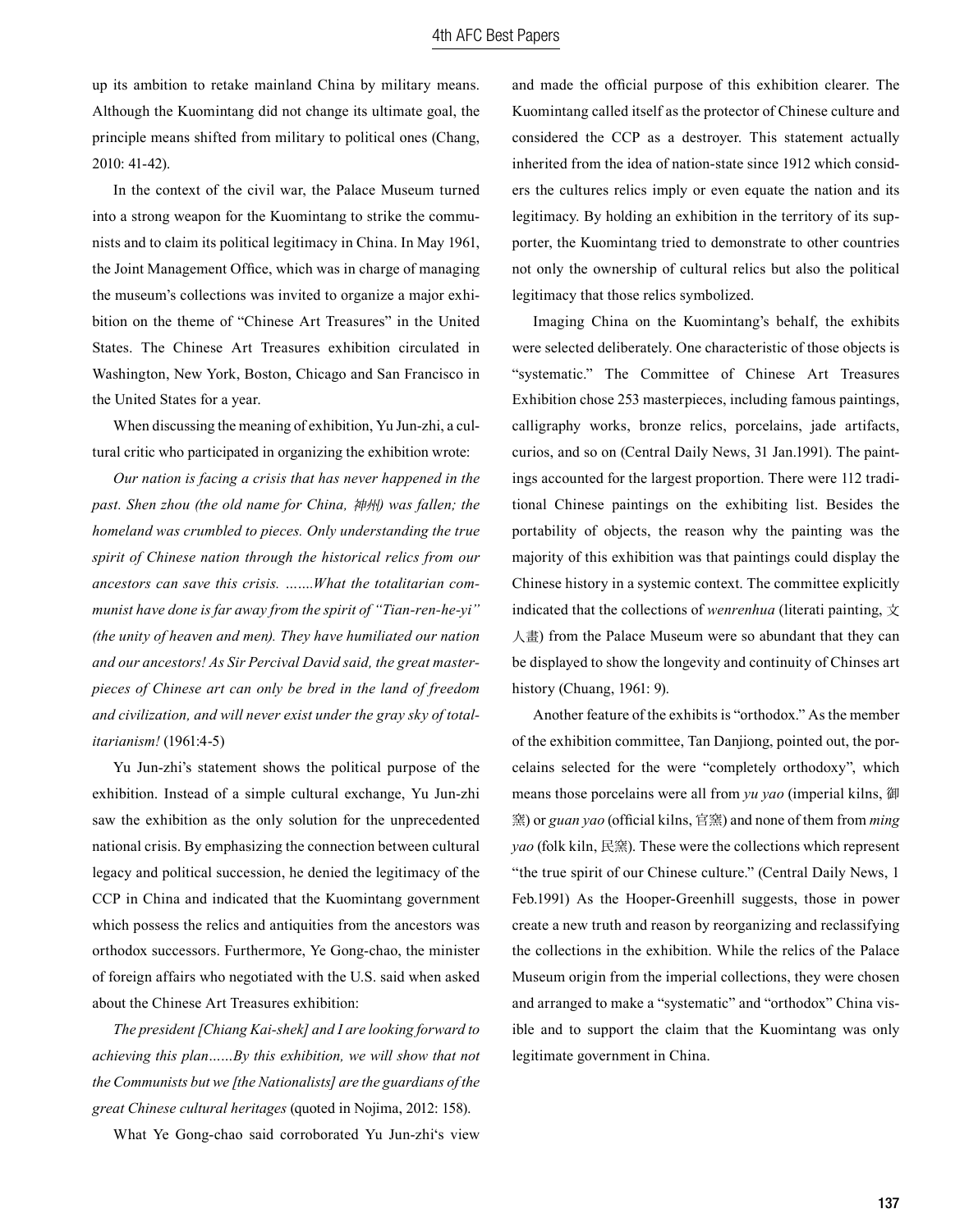up its ambition to retake mainland China by military means. Although the Kuomintang did not change its ultimate goal, the principle means shifted from military to political ones (Chang, 2010: 41-42).

In the context of the civil war, the Palace Museum turned into a strong weapon for the Kuomintang to strike the communists and to claim its political legitimacy in China. In May 1961, the Joint Management Office, which was in charge of managing the museum's collections was invited to organize a major exhibition on the theme of "Chinese Art Treasures" in the United States. The Chinese Art Treasures exhibition circulated in Washington, New York, Boston, Chicago and San Francisco in the United States for a year.

When discussing the meaning of exhibition, Yu Jun-zhi, a cultural critic who participated in organizing the exhibition wrote:

*Our nation is facing a crisis that has never happened in the past. Shen zhou (the old name for China, 神州) was fallen; the homeland was crumbled to pieces. Only understanding the true spirit of Chinese nation through the historical relics from our ancestors can save this crisis. …….What the totalitarian communist have done is far away from the spirit of "Tian-ren-he-yi" (the unity of heaven and men). They have humiliated our nation and our ancestors! As Sir Percival David said, the great masterpieces of Chinese art can only be bred in the land of freedom and civilization, and will never exist under the gray sky of totalitarianism!* (1961:4-5)

Yu Jun-zhi's statement shows the political purpose of the exhibition. Instead of a simple cultural exchange, Yu Jun-zhi saw the exhibition as the only solution for the unprecedented national crisis. By emphasizing the connection between cultural legacy and political succession, he denied the legitimacy of the CCP in China and indicated that the Kuomintang government which possess the relics and antiquities from the ancestors was orthodox successors. Furthermore, Ye Gong-chao, the minister of foreign affairs who negotiated with the U.S. said when asked about the Chinese Art Treasures exhibition:

*The president [Chiang Kai-shek] and I are looking forward to achieving this plan……By this exhibition, we will show that not the Communists but we [the Nationalists] are the guardians of the great Chinese cultural heritages* (quoted in Nojima, 2012: 158).

What Ye Gong-chao said corroborated Yu Jun-zhi's view and made the official purpose of this exhibition clearer. The Kuomintang called itself as the protector of Chinese culture and considered the CCP as a destroyer. This statement actually inherited from the idea of nation-state since 1912 which considers the cultures relics imply or even equate the nation and its legitimacy. By holding an exhibition in the territory of its supporter, the Kuomintang tried to demonstrate to other countries not only the ownership of cultural relics but also the political legitimacy that those relics symbolized.

Imaging China on the Kuomintang's behalf, the exhibits were selected deliberately. One characteristic of those objects is "systematic." The Committee of Chinese Art Treasures Exhibition chose 253 masterpieces, including famous paintings, calligraphy works, bronze relics, porcelains, jade artifacts, curios, and so on (Central Daily News, 31 Jan.1991). The paintings accounted for the largest proportion. There were 112 traditional Chinese paintings on the exhibiting list. Besides the portability of objects, the reason why the painting was the majority of this exhibition was that paintings could display the Chinese history in a systemic context. The committee explicitly indicated that the collections of *wenrenhua* (literati painting, 文人畫) from the Palace Museum were so abundant that they can be displayed to show the longevity and continuity of Chinses art history (Chuang, 1961: 9).

Another feature of the exhibits is "orthodox." As the member of the exhibition committee, Tan Danjiong, pointed out, the porcelains selected for the were "completely orthodoxy", which means those porcelains were all from *yu yao* (imperial kilns, 御窯) or *guan yao* (official kilns, 官窯) and none of them from *ming yao* (folk kiln, 民窯). These were the collections which represent "the true spirit of our Chinese culture." (Central Daily News, 1 Feb.1991) As the Hooper-Greenhill suggests, those in power create a new truth and reason by reorganizing and reclassifying the collections in the exhibition. While the relics of the Palace Museum origin from the imperial collections, they were chosen and arranged to make a "systematic" and "orthodox" China visible and to support the claim that the Kuomintang was only legitimate government in China.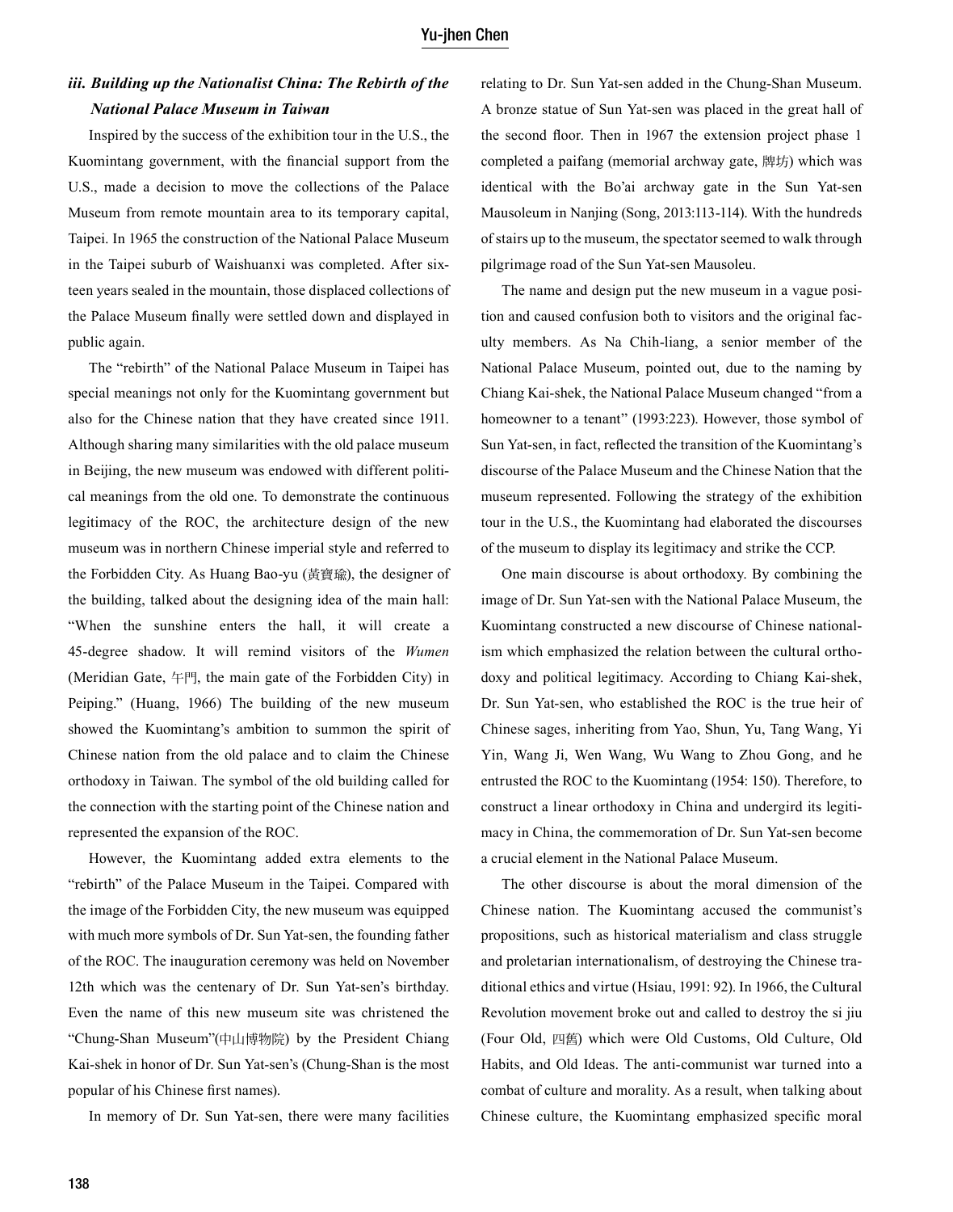### *iii. Building up the Nationalist China: The Rebirth of the National Palace Museum in Taiwan*

Inspired by the success of the exhibition tour in the U.S., the Kuomintang government, with the financial support from the U.S., made a decision to move the collections of the Palace Museum from remote mountain area to its temporary capital, Taipei. In 1965 the construction of the National Palace Museum in the Taipei suburb of Waishuanxi was completed. After sixteen years sealed in the mountain, those displaced collections of the Palace Museum finally were settled down and displayed in public again.

The "rebirth" of the National Palace Museum in Taipei has special meanings not only for the Kuomintang government but also for the Chinese nation that they have created since 1911. Although sharing many similarities with the old palace museum in Beijing, the new museum was endowed with different political meanings from the old one. To demonstrate the continuous legitimacy of the ROC, the architecture design of the new museum was in northern Chinese imperial style and referred to the Forbidden City. As Huang Bao-yu (黃寶瑜), the designer of the building, talked about the designing idea of the main hall: "When the sunshine enters the hall, it will create a 45-degree shadow. It will remind visitors of the *Wumen* (Meridian Gate, 午門, the main gate of the Forbidden City) in Peiping." (Huang, 1966) The building of the new museum showed the Kuomintang's ambition to summon the spirit of Chinese nation from the old palace and to claim the Chinese orthodoxy in Taiwan. The symbol of the old building called for the connection with the starting point of the Chinese nation and represented the expansion of the ROC.

However, the Kuomintang added extra elements to the "rebirth" of the Palace Museum in the Taipei. Compared with the image of the Forbidden City, the new museum was equipped with much more symbols of Dr. Sun Yat-sen, the founding father of the ROC. The inauguration ceremony was held on November 12th which was the centenary of Dr. Sun Yat-sen's birthday. Even the name of this new museum site was christened the "Chung-Shan Museum"(中山博物院) by the President Chiang Kai-shek in honor of Dr. Sun Yat-sen's (Chung-Shan is the most popular of his Chinese first names).

In memory of Dr. Sun Yat-sen, there were many facilities relating to Dr. Sun Yat-sen added in the Chung-Shan Museum. A bronze statue of Sun Yat-sen was placed in the great hall of the second floor. Then in 1967 the extension project phase 1 completed a paifang (memorial archway gate, 牌坊) which was identical with the Bo'ai archway gate in the Sun Yat-sen Mausoleum in Nanjing (Song, 2013:113-114). With the hundreds of stairs up to the museum, the spectator seemed to walk through pilgrimage road of the Sun Yat-sen Mausoleu.

The name and design put the new museum in a vague position and caused confusion both to visitors and the original faculty members. As Na Chih-liang, a senior member of the National Palace Museum, pointed out, due to the naming by Chiang Kai-shek, the National Palace Museum changed "from a homeowner to a tenant" (1993:223). However, those symbol of Sun Yat-sen, in fact, reflected the transition of the Kuomintang's discourse of the Palace Museum and the Chinese Nation that the museum represented. Following the strategy of the exhibition tour in the U.S., the Kuomintang had elaborated the discourses of the museum to display its legitimacy and strike the CCP.

One main discourse is about orthodoxy. By combining the image of Dr. Sun Yat-sen with the National Palace Museum, the Kuomintang constructed a new discourse of Chinese nationalism which emphasized the relation between the cultural orthodoxy and political legitimacy. According to Chiang Kai-shek, Dr. Sun Yat-sen, who established the ROC is the true heir of Chinese sages, inheriting from Yao, Shun, Yu, Tang Wang, Yi Yin, Wang Ji, Wen Wang, Wu Wang to Zhou Gong, and he entrusted the ROC to the Kuomintang (1954: 150). Therefore, to construct a linear orthodoxy in China and undergird its legitimacy in China, the commemoration of Dr. Sun Yat-sen become a crucial element in the National Palace Museum.

The other discourse is about the moral dimension of the Chinese nation. The Kuomintang accused the communist's propositions, such as historical materialism and class struggle and proletarian internationalism, of destroying the Chinese traditional ethics and virtue (Hsiau, 1991: 92). In 1966, the Cultural Revolution movement broke out and called to destroy the si jiu (Four Old, 四舊) which were Old Customs, Old Culture, Old Habits, and Old Ideas. The anti-communist war turned into a combat of culture and morality. As a result, when talking about Chinese culture, the Kuomintang emphasized specific moral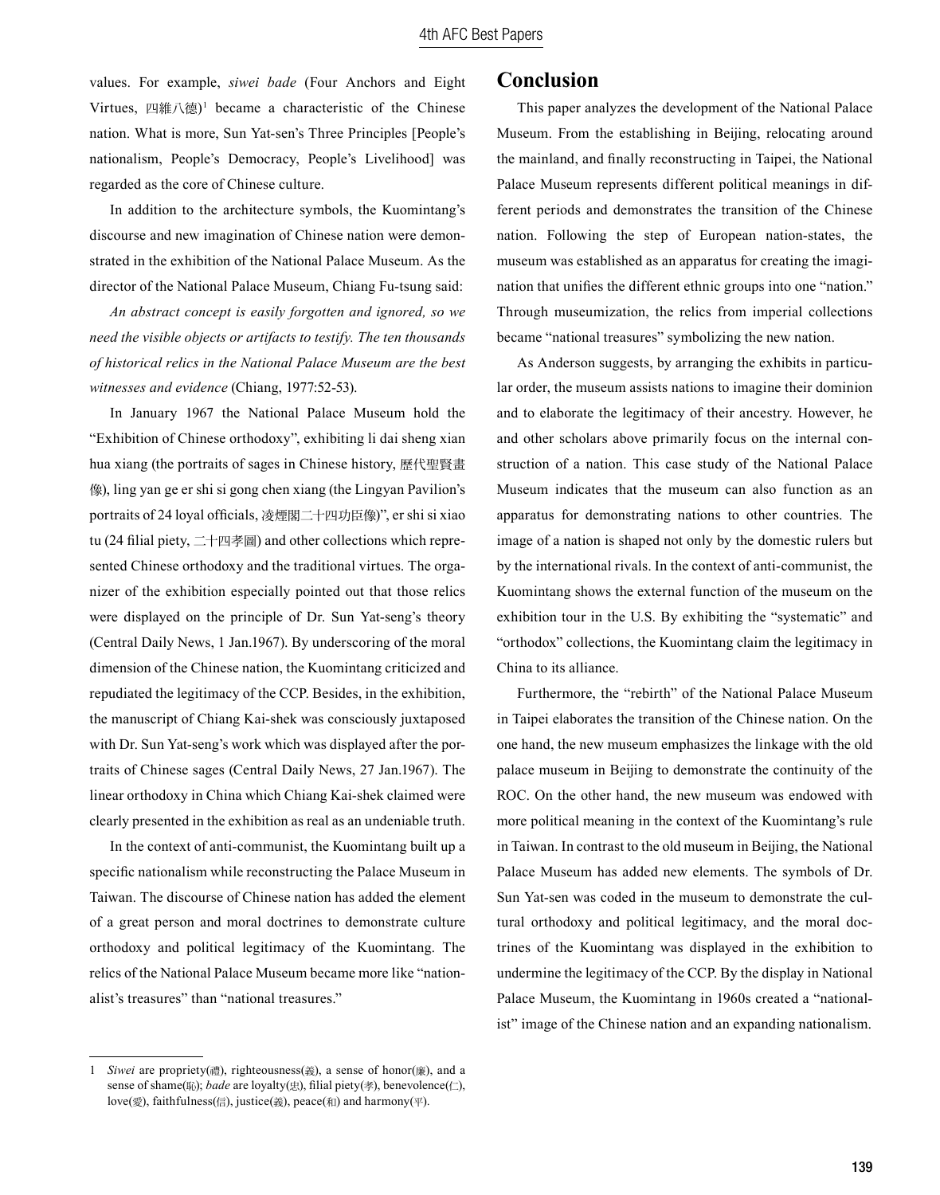values. For example, *siwei bade* (Four Anchors and Eight Virtues, 四維八德)[1] became a characteristic of the Chinese nation. What is more, Sun Yat-sen's Three Principles [People's nationalism, People's Democracy, People's Livelihood] was regarded as the core of Chinese culture.

In addition to the architecture symbols, the Kuomintang's discourse and new imagination of Chinese nation were demonstrated in the exhibition of the National Palace Museum. As the director of the National Palace Museum, Chiang Fu-tsung said:

*An abstract concept is easily forgotten and ignored, so we need the visible objects or artifacts to testify. The ten thousands of historical relics in the National Palace Museum are the best witnesses and evidence* (Chiang, 1977:52-53).

In January 1967 the National Palace Museum hold the "Exhibition of Chinese orthodoxy", exhibiting li dai sheng xian hua xiang (the portraits of sages in Chinese history, 歷代聖賢畫像), ling yan ge er shi si gong chen xiang (the Lingyan Pavilion's portraits of 24 loyal officials, 凌煙閣二十四功臣像)", er shi si xiao tu (24 filial piety, 二十四孝圖) and other collections which represented Chinese orthodoxy and the traditional virtues. The organizer of the exhibition especially pointed out that those relics were displayed on the principle of Dr. Sun Yat-seng's theory (Central Daily News, 1 Jan.1967). By underscoring of the moral dimension of the Chinese nation, the Kuomintang criticized and repudiated the legitimacy of the CCP. Besides, in the exhibition, the manuscript of Chiang Kai-shek was consciously juxtaposed with Dr. Sun Yat-seng's work which was displayed after the portraits of Chinese sages (Central Daily News, 27 Jan.1967). The linear orthodoxy in China which Chiang Kai-shek claimed were clearly presented in the exhibition as real as an undeniable truth.

In the context of anti-communist, the Kuomintang built up a specific nationalism while reconstructing the Palace Museum in Taiwan. The discourse of Chinese nation has added the element of a great person and moral doctrines to demonstrate culture orthodoxy and political legitimacy of the Kuomintang. The relics of the National Palace Museum became more like "nationalist's treasures" than "national treasures."

## Conclusion

This paper analyzes the development of the National Palace Museum. From the establishing in Beijing, relocating around the mainland, and finally reconstructing in Taipei, the National Palace Museum represents different political meanings in different periods and demonstrates the transition of the Chinese nation. Following the step of European nation-states, the museum was established as an apparatus for creating the imagination that unifies the different ethnic groups into one "nation." Through museumization, the relics from imperial collections became "national treasures" symbolizing the new nation.

As Anderson suggests, by arranging the exhibits in particular order, the museum assists nations to imagine their dominion and to elaborate the legitimacy of their ancestry. However, he and other scholars above primarily focus on the internal construction of a nation. This case study of the National Palace Museum indicates that the museum can also function as an apparatus for demonstrating nations to other countries. The image of a nation is shaped not only by the domestic rulers but by the international rivals. In the context of anti-communist, the Kuomintang shows the external function of the museum on the exhibition tour in the U.S. By exhibiting the "systematic" and "orthodox" collections, the Kuomintang claim the legitimacy in China to its alliance.

Furthermore, the "rebirth" of the National Palace Museum in Taipei elaborates the transition of the Chinese nation. On the one hand, the new museum emphasizes the linkage with the old palace museum in Beijing to demonstrate the continuity of the ROC. On the other hand, the new museum was endowed with more political meaning in the context of the Kuomintang's rule in Taiwan. In contrast to the old museum in Beijing, the National Palace Museum has added new elements. The symbols of Dr. Sun Yat-sen was coded in the museum to demonstrate the cultural orthodoxy and political legitimacy, and the moral doctrines of the Kuomintang was displayed in the exhibition to undermine the legitimacy of the CCP. By the display in National Palace Museum, the Kuomintang in 1960s created a "nationalist" image of the Chinese nation and an expanding nationalism.

---

[1] *Siwei* are propriety(禮), righteousness(義), a sense of honor(廉), and a sense of shame(恥); *bade* are loyalty(忠), filial piety(孝), benevolence(仁), love(愛), faithfulness(信), justice(義), peace(和) and harmony(平).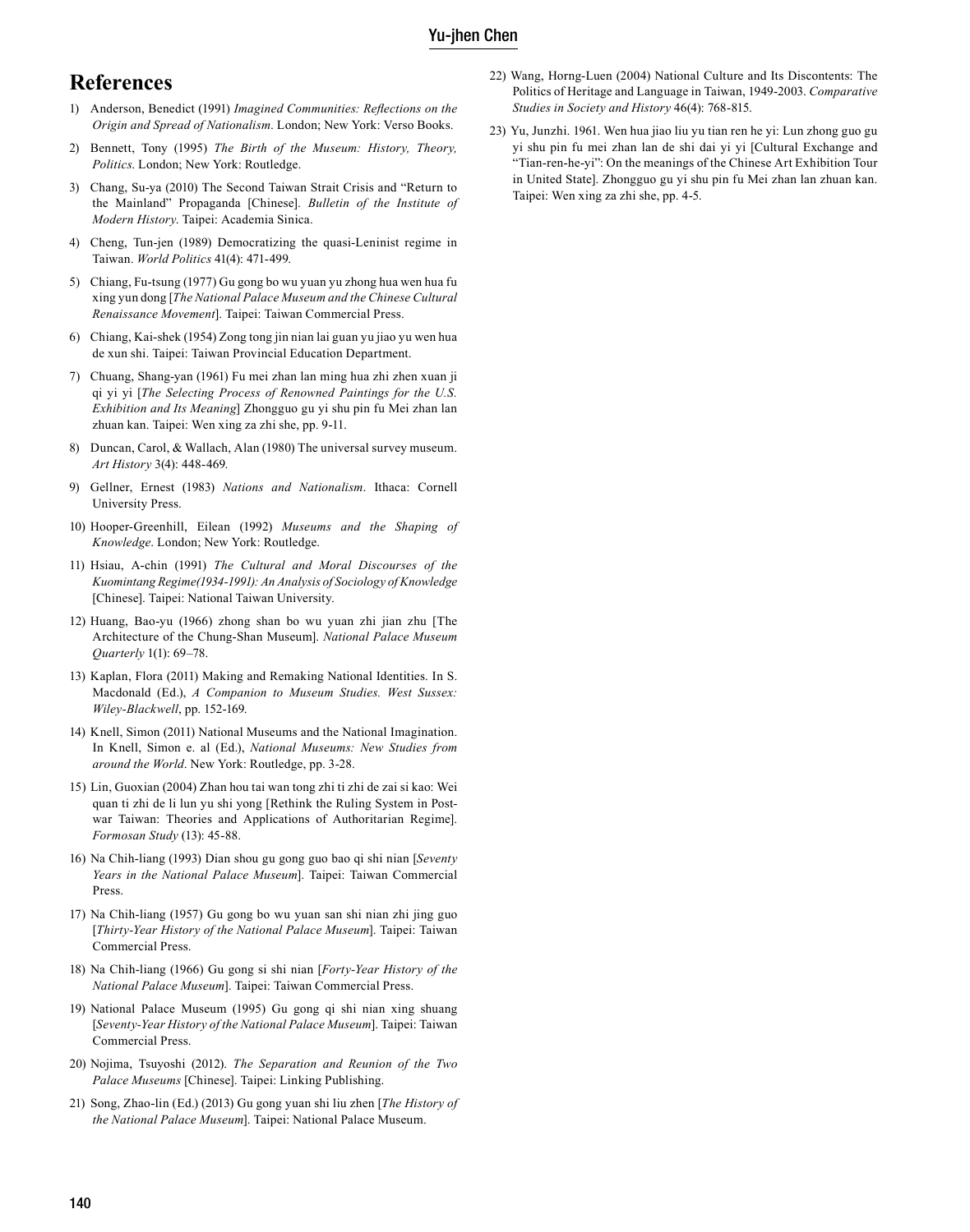# References

1) Anderson, Benedict (1991) *Imagined Communities: Reflections on the Origin and Spread of Nationalism*. London; New York: Verso Books.

2) Bennett, Tony (1995) *The Birth of the Museum: History, Theory, Politics*. London; New York: Routledge.

3) Chang, Su-ya (2010) The Second Taiwan Strait Crisis and "Return to the Mainland" Propaganda [Chinese]. *Bulletin of the Institute of Modern History*. Taipei: Academia Sinica.

4) Cheng, Tun-jen (1989) Democratizing the quasi-Leninist regime in Taiwan. *World Politics* 41(4): 471-499.

5) Chiang, Fu-tsung (1977) Gu gong bo wu yuan yu zhong hua wen hua fu xing yun dong [*The National Palace Museum and the Chinese Cultural Renaissance Movement*]. Taipei: Taiwan Commercial Press.

6) Chiang, Kai-shek (1954) Zong tong jin nian lai guan yu jiao yu wen hua de xun shi. Taipei: Taiwan Provincial Education Department.

7) Chuang, Shang-yan (1961) Fu mei zhan lan ming hua zhi zhen xuan ji qi yi yi [*The Selecting Process of Renowned Paintings for the U.S. Exhibition and Its Meaning*] Zhongguo gu yi shu pin fu Mei zhan lan zhuan kan. Taipei: Wen xing za zhi she, pp. 9-11.

8) Duncan, Carol, & Wallach, Alan (1980) The universal survey museum. *Art History* 3(4): 448-469.

9) Gellner, Ernest (1983) *Nations and Nationalism*. Ithaca: Cornell University Press.

10) Hooper-Greenhill, Eilean (1992) *Museums and the Shaping of Knowledge*. London; New York: Routledge.

11) Hsiau, A-chin (1991) *The Cultural and Moral Discourses of the Kuomintang Regime(1934-1991): An Analysis of Sociology of Knowledge* [Chinese]. Taipei: National Taiwan University.

12) Huang, Bao-yu (1966) zhong shan bo wu yuan zhi jian zhu [The Architecture of the Chung-Shan Museum]. *National Palace Museum Quarterly* 1(1): 69–78.

13) Kaplan, Flora (2011) Making and Remaking National Identities. In S. Macdonald (Ed.), *A Companion to Museum Studies. West Sussex: Wiley-Blackwell*, pp. 152-169.

14) Knell, Simon (2011) National Museums and the National Imagination. In Knell, Simon e. al (Ed.), *National Museums: New Studies from around the World*. New York: Routledge, pp. 3-28.

15) Lin, Guoxian (2004) Zhan hou tai wan tong zhi ti zhi de zai si kao: Wei quan ti zhi de li lun yu shi yong [Rethink the Ruling System in Post-war Taiwan: Theories and Applications of Authoritarian Regime]. *Formosan Study* (13): 45-88.

16) Na Chih-liang (1993) Dian shou gu gong guo bao qi shi nian [*Seventy Years in the National Palace Museum*]. Taipei: Taiwan Commercial Press.

17) Na Chih-liang (1957) Gu gong bo wu yuan san shi nian zhi jing guo [*Thirty-Year History of the National Palace Museum*]. Taipei: Taiwan Commercial Press.

18) Na Chih-liang (1966) Gu gong si shi nian [*Forty-Year History of the National Palace Museum*]. Taipei: Taiwan Commercial Press.

19) National Palace Museum (1995) Gu gong qi shi nian xing shuang [*Seventy-Year History of the National Palace Museum*]. Taipei: Taiwan Commercial Press.

20) Nojima, Tsuyoshi (2012). *The Separation and Reunion of the Two Palace Museums* [Chinese]. Taipei: Linking Publishing.

21) Song, Zhao-lin (Ed.) (2013) Gu gong yuan shi liu zhen [*The History of the National Palace Museum*]. Taipei: National Palace Museum.

22) Wang, Horng-Luen (2004) National Culture and Its Discontents: The Politics of Heritage and Language in Taiwan, 1949-2003. *Comparative Studies in Society and History* 46(4): 768-815.

23) Yu, Junzhi. 1961. Wen hua jiao liu yu tian ren he yi: Lun zhong guo gu yi shu pin fu mei zhan lan de shi dai yi yi [Cultural Exchange and "Tian-ren-he-yi": On the meanings of the Chinese Art Exhibition Tour in United State]. Zhongguo gu yi shu pin fu Mei zhan lan zhuan kan. Taipei: Wen xing za zhi she, pp. 4-5.